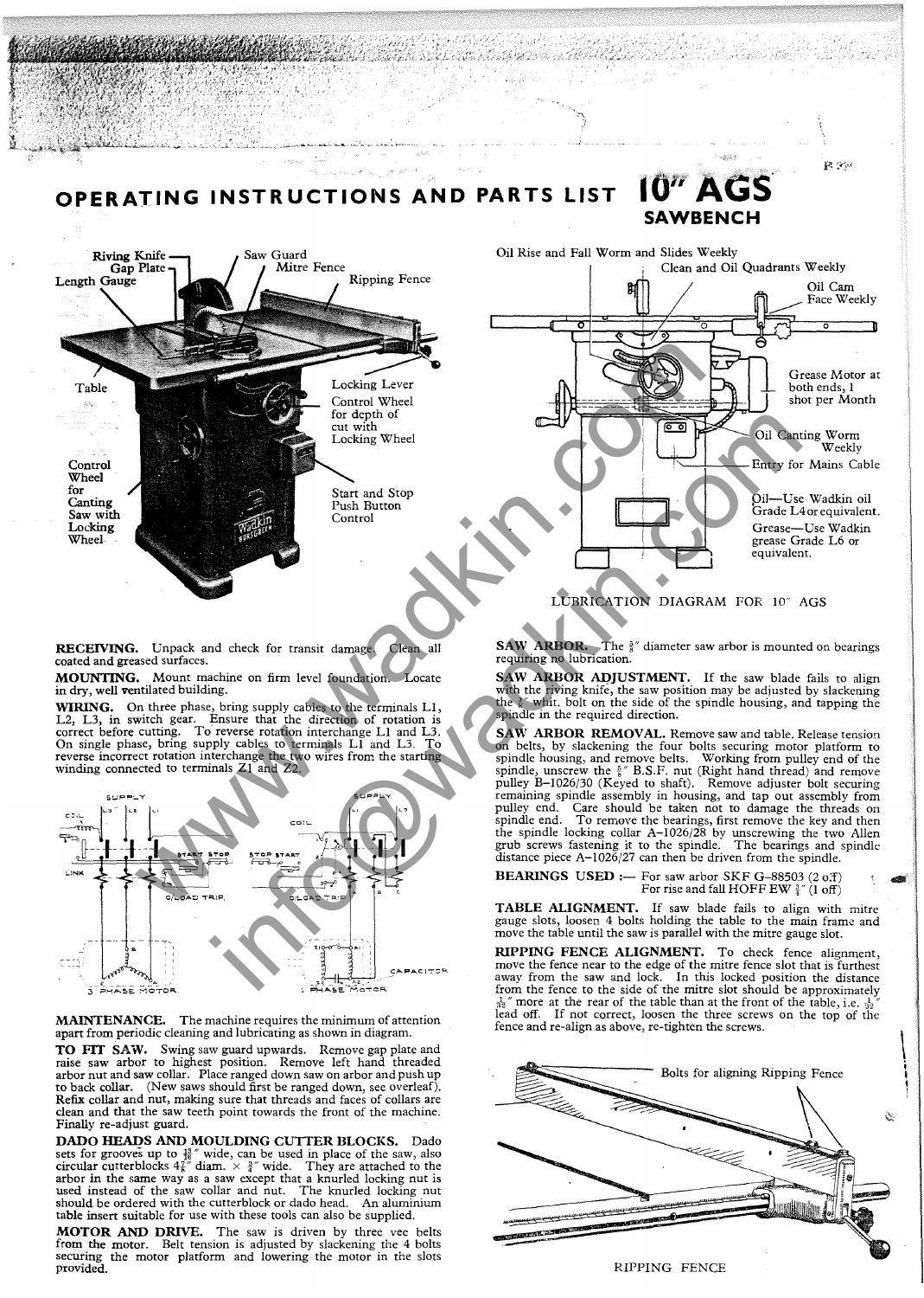# OPERATING INSTRUCTIONS AND PARTS LIST 10" AGS SAWBENCH

Riving Knife
Gap Plate
Length Gauge
Saw Guard
Mitre Fence
Ripping Fence
Table
Locking Lever
Control Wheel for depth of cut with Locking Wheel
Control Wheel for Canting Saw with Locking Wheel
Start and Stop Push Button Control

Oil Rise and Fall Worm and Slides Weekly
Clean and Oil Quadrants Weekly
Oil Cam Face Weekly
Grease Motor at both ends, 1 shot per Month
Oil Canting Worm Weekly
Entry for Mains Cable
Oil—Use Wadkin oil Grade L4 or equivalent.
Grease—Use Wadkin grease Grade L6 or equivalent.

LUBRICATION DIAGRAM FOR 10" AGS

**RECEIVING.** Unpack and check for transit damage. Clean all coated and greased surfaces.

**MOUNTING.** Mount machine on firm level foundation. Locate in dry, well ventilated building.

**WIRING.** On three phase, bring supply cables to the terminals L1, L2, L3, in switch gear. Ensure that the direction of rotation is correct before cutting. To reverse rotation interchange L1 and L3. On single phase, bring supply cables to terminals L1 and L3. To reverse incorrect rotation interchange the two wires from the starting winding connected to terminals Z1 and Z2.

SUPPLY — COIL — START — STOP — LINK — O/LOAD TRIP — 3 PHASE MOTOR

SUPPLY — COIL — STOP — START — O/LOAD TRIP — CAPACITOR — 1 PHASE MOTOR

**MAINTENANCE.** The machine requires the minimum of attention apart from periodic cleaning and lubricating as shown in diagram.

**TO FIT SAW.** Swing saw guard upwards. Remove gap plate and raise saw arbor to highest position. Remove left hand threaded arbor nut and saw collar. Place ranged down saw on arbor and push up to back collar. (New saws should first be ranged down, see overleaf). Refix collar and nut, making sure that threads and faces of collars are clean and that the saw teeth point towards the front of the machine. Finally re-adjust guard.

**DADO HEADS AND MOULDING CUTTER BLOCKS.** Dado sets for grooves up to 13/16" wide, can be used in place of the saw, also circular cutterblocks 4 7/8" diam. × 3/4" wide. They are attached to the arbor in the same way as a saw except that a knurled locking nut is used instead of the saw collar and nut. The knurled locking nut should be ordered with the cutterblock or dado head. An aluminium table insert suitable for use with these tools can also be supplied.

**MOTOR AND DRIVE.** The saw is driven by three vee belts from the motor. Belt tension is adjusted by slackening the 4 bolts securing the motor platform and lowering the motor in the slots provided.

**SAW ARBOR.** The 5/8" diameter saw arbor is mounted on bearings requiring no lubrication.

**SAW ARBOR ADJUSTMENT.** If the saw blade fails to align with the riving knife, the saw position may be adjusted by slackening the 3/8" whit. bolt on the side of the spindle housing, and tapping the spindle in the required direction.

**SAW ARBOR REMOVAL.** Remove saw and table. Release tension on belts, by slackening the four bolts securing motor platform to spindle housing, and remove belts. Working from pulley end of the spindle, unscrew the 5/8" B.S.F. nut (Right hand thread) and remove pulley B–1026/30 (Keyed to shaft). Remove adjuster bolt securing remaining spindle assembly in housing, and tap out assembly from pulley end. Care should be taken not to damage the threads on spindle end. To remove the bearings, first remove the key and then the spindle locking collar A–1026/28 by unscrewing the two Allen grub screws fastening it to the spindle. The bearings and spindle distance piece A–1026/27 can then be driven from the spindle.

**BEARINGS USED :—** For saw arbor SKF G–88503 (2 off)
For rise and fall HOFF EW 3/4" (1 off)

**TABLE ALIGNMENT.** If saw blade fails to align with mitre gauge slots, loosen 4 bolts holding the table to the main frame and move the table until the saw is parallel with the mitre gauge slot.

**RIPPING FENCE ALIGNMENT.** To check fence alignment, move the fence near to the edge of the mitre fence slot that is furthest away from the saw and lock. In this locked position the distance from the fence to the side of the mitre slot should be approximately 1/32" more at the rear of the table than at the front of the table, i.e. 1/32" lead off. If not correct, loosen the three screws on the top of the fence and re-align as above, re-tighten the screws.

Bolts for aligning Ripping Fence

RIPPING FENCE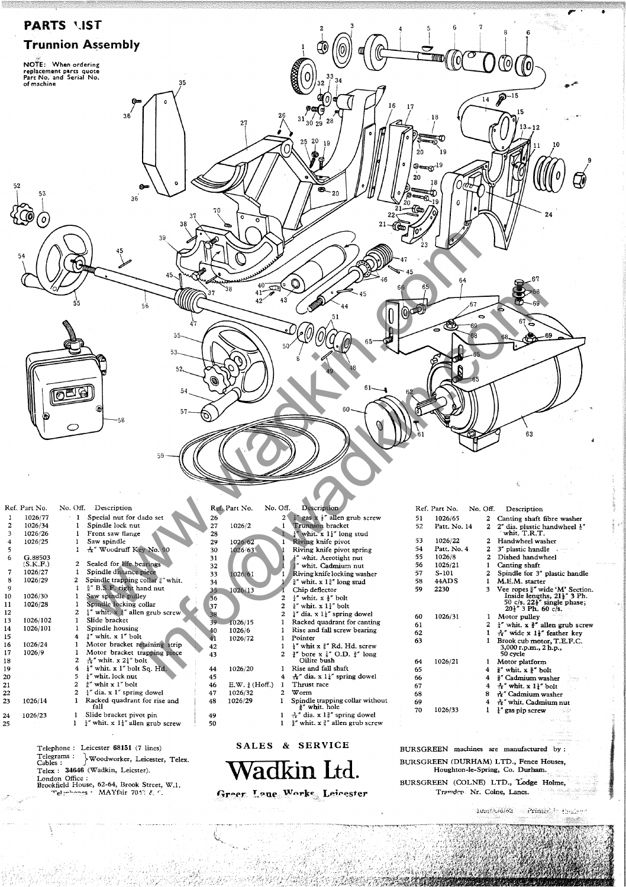# PARTS LIST

## Trunnion Assembly

**NOTE:** When ordering replacement parts quote Part No. and Serial No. of machine

| Ref. | Part No. | No. Off. | Description |
|---|---|---|---|
| 1 | 1026/77 | 1 | Special nut for dado set |
| 2 | 1026/34 | 1 | Spindle lock nut |
| 3 | 1026/26 | 1 | Front saw flange |
| 4 | 1026/25 | 1 | Saw spindle |
| 5 | | 1 | 3/16" Woodruff Key No. 90 |
| 6 | G.88503 (S.K.F.) | 2 | Sealed for life bearings |
| 7 | 1026/27 | 1 | Spindle distance piece |
| 8 | 1026/29 | 2 | Spindle trapping collar 3/8" whit. |
| 9 | | 1 | 5/8" B.S.F. right hand nut |
| 10 | 1026/30 | 1 | Saw spindle pulley |
| 11 | 1026/28 | 1 | Spindle locking collar |
| 12 | | 2 | 1/4" whit. x 3/8" allen grub screw |
| 13 | 1026/102 | 1 | Slide bracket |
| 14 | 1026/101 | 1 | Spindle housing |
| 15 | | 4 | 3/8" whit. x 1" bolt |
| 16 | 1026/24 | 1 | Motor bracket retaining strip |
| 17 | 1026/9 | 1 | Motor bracket trapping piece |
| 18 | | 2 | 5/16" whit. x 2¼" bolt |
| 19 | | 4 | 1/4" whit. x 1" bolt Sq. Hd. |
| 20 | | 5 | 1/4" whit. lock nut |
| 21 | | 2 | 5/16" whit x 1" bolt |
| 22 | | 2 | 1/4" dia. x 1" spring dowel |
| 23 | 1026/14 | 1 | Racked quadrant for rise and fall |
| 24 | 1026/23 | 1 | Slide bracket pivot pin |
| 25 | | 1 | 1/4" whit. x 1¼" allen grub screw |
| 26 | | 2 | 1/8" gas x 1/4" allen grub screw |
| 27 | 1026/2 | 1 | Trunnion bracket |
| 28 | | 1 | 1/4" whit. x 1¼" long stud |
| 29 | 1026/62 | 1 | Riving knife pivot |
| 30 | 1026/63 | 1 | Riving knife pivot spring |
| 31 | | 1 | 1/4" whit. Aerotight nut |
| 32 | | 1 | 3/8" whit. Cadmium nut |
| 33 | 1026/61 | 1 | Riving knife locking washer |
| 34 | | 1 | 3/8" whit. x 1¾" long stud |
| 35 | 1026/13 | 1 | Chip deflector |
| 36 | | 2 | 1/4" whit. x 1/2" bolt |
| 37 | | 2 | 3/8" whit. x 1¼" bolt |
| 38 | | 2 | 1/4" dia. x 1¼" spring dowel |
| 39 | 1026/15 | 1 | Racked quadrant for canting |
| 40 | 1026/6 | 1 | Rise and fall screw bearing |
| 41 | 1026/72 | 1 | Pointer |
| 42 | | 1 | 1/8" whit x 1/4" Rd. Hd. screw |
| 43 | | 1 | 5/8" bore x 7/8" O.D. 3/4" long Oilite bush |
| 44 | 1026/20 | 1 | Rise and fall shaft |
| 45 | | 4 | 3/16" dia. x 1¼" spring dowel |
| 46 | E.W. ⅝ (Hoff.) | 1 | Thrust race |
| 47 | 1026/32 | 2 | Worm |
| 48 | 1026/29 | 1 | Spindle trapping collar without 3/8" whit. hole |
| 49 | | 1 | 3/16" dia. x 1⅜" spring dowel |
| 50 | | 1 | 3/8" whit. x 3/8" allen grub screw |
| 51 | 1026/65 | 2 | Canting shaft fibre washer |
| 52 | Patt. No. 14 | 2 | 2" dia. plastic handwheel 1/2" whit. T.R.T. |
| 53 | 1026/22 | 2 | Handwheel washer |
| 54 | Patt. No. 4 | 2 | 3" plastic handle |
| 55 | 1026/8 | 2 | Dished handwheel |
| 56 | 1025/21 | 1 | Canting shaft |
| 57 | S-101 | 2 | Spindle for 3" plastic handle |
| 58 | 44ADS | 1 | M.E.M. starter |
| 59 | 2230 | 3 | Vee ropes 3/8" wide 'M' Section. Inside lengths, 21½" 3 Ph. 50 c/s. 22½" single phase; 20½" 3 Ph. 60 c/s. |
| 60 | 1026/31 | 1 | Motor pulley |
| 61 | | 2 | 1/4" whit. x 3/8" allen grub screw |
| 62 | | 1 | 3/16" wide x 1½" feather key |
| 63 | | 1 | Brook cub motor, T.E.F.C. 3,000 r.p.m., 2 h.p., 50 cycle |
| 64 | 1026/21 | 1 | Motor platform |
| 65 | | 4 | 3/8" whit. x 3/4" bolt |
| 66 | | 4 | 3/8" Cadmium washer |
| 67 | | 4 | 5/16" whit. x 1½" bolt |
| 68 | | 8 | 5/16" Cadmium washer |
| 69 | | 4 | 5/16" whit. Cadmium nut |
| 70 | 1026/33 | 1 | 1/8" gas pip screw |

Telephone : Leicester 68151 (7 lines)
Telegrams : Cables : Woodworker, Leicester, Telex.
Telex : 34646 (Wadkin, Leicester).
London Office :
Brookfield House, 62-64, Brook Street, W.1.
Telephone : MAYfair 7048 & 9.

SALES & SERVICE

**Wadkin Ltd.**

Green Lane Works, Leicester

BURSGREEN machines are manufactured by :

BURSGREEN (DURHAM) LTD., Fence Houses, Houghton-le-Spring, Co. Durham.

BURSGREEN (COLNE) LTD., Lodge Holme, Trawden Nr. Colne, Lancs.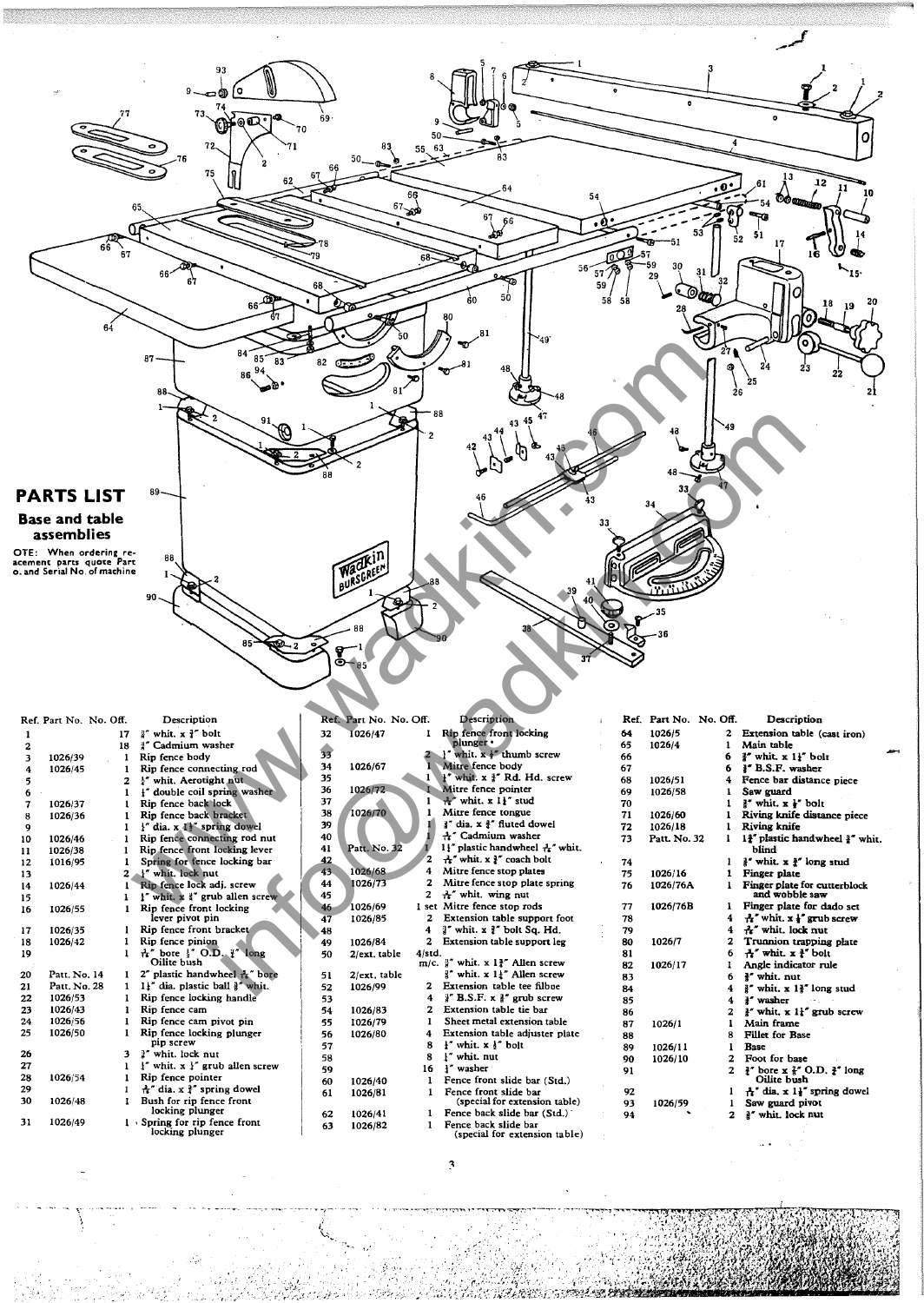# PARTS LIST

## Base and table assemblies

OTE: When ordering re-acement parts quote Part o. and Serial No. of machine

| Ref. | Part No. | No. Off. | Description |
|---|---|---|---|
| 1 | | 17 | ⅜" whit. x ⅞" bolt |
| 2 | | 18 | ⅜" Cadmium washer |
| 3 | 1026/39 | 1 | Rip fence body |
| 4 | 1026/45 | 1 | Rip fence connecting rod |
| 5 | | 2 | ¼" whit. Aerotight nut |
| 6 | | 1 | ¼" double coil spring washer |
| 7 | 1026/37 | 1 | Rip fence back lock |
| 8 | 1026/36 | 1 | Rip fence back bracket |
| 9 | | 1 | ⅛" dia. x 1⅜" spring dowel |
| 10 | 1026/46 | 1 | Rip fence connecting rod nut |
| 11 | 1026/38 | 1 | Rip fence front locking lever |
| 12 | 1016/95 | 1 | Spring for fence locking bar |
| 13 | | 2 | ¼" whit. lock nut |
| 14 | 1026/44 | 1 | Rip fence lock adj. screw |
| 15 | | 1 | ¼" whit. x ⅜" grub allen screw |
| 16 | 1026/55 | 1 | Rip fence front locking lever pivot pin |
| 17 | 1026/35 | 1 | Rip fence front bracket |
| 18 | 1026/42 | 1 | Rip fence pinion |
| 19 | | 1 | 5/16" bore ½" O.D. ¾" long Oilite bush |
| 20 | Patt. No. 14 | 1 | 2" plastic handwheel 5/16" bore |
| 21 | Patt. No. 28 | 1 | 1¼" dia. plastic ball ⅜" whit. |
| 22 | 1026/53 | 1 | Rip fence locking handle |
| 23 | 1026/43 | 1 | Rip fence cam |
| 24 | 1026/56 | 1 | Rip fence cam pivot pin |
| 25 | 1026/50 | 1 | Rip fence locking plunger pip screw |
| 26 | | 3 | ⅜" whit. lock nut |
| 27 | | 1 | ¼" whit. x ⅜" grub allen screw |
| 28 | 1026/54 | 1 | Rip fence pointer |
| 29 | | 1 | 3/16" dia. x ⅝" spring dowel |
| 30 | 1026/48 | 1 | Bush for rip fence front locking plunger |
| 31 | 1026/49 | 1 | Spring for rip fence front locking plunger |
| 32 | 1026/47 | 1 | Rip fence front locking plunger |
| 33 | | 2 | ¼" whit. x ⅜" thumb screw |
| 34 | 1026/67 | 1 | Mitre fence body |
| 35 | | 1 | ¼" whit. x ⅜" Rd. Hd. screw |
| 36 | 1026/72 | 1 | Mitre fence pointer |
| 37 | | 1 | 5/16" whit. x 1¼" stud |
| 38 | 1026/70 | 1 | Mitre fence tongue |
| 39 | | 1 | ⅛" dia. x ⅝" fluted dowel |
| 40 | | 1 | 5/16" Cadmium washer |
| 41 | Patt. No. 32 | 1 | 1½" plastic handwheel 5/16" whit. |
| 42 | | 2 | 5/16" whit. x ⅝" coach bolt |
| 43 | 1026/68 | 4 | Mitre fence stop plates |
| 44 | 1026/73 | 2 | Mitre fence stop plate spring |
| 45 | | 2 | 5/16" whit. wing nut |
| 46 | 1026/69 | 1 set | Mitre fence stop rods |
| 47 | 1026/85 | 2 | Extension table support foot |
| 48 | | 4 | ⅜" whit. x ⅞" bolt Sq. Hd. |
| 49 | 1026/84 | 2 | Extension table support leg |
| 50 | 2/ext. table | 4/std. m/c. | ⅜" whit. x 1⅜" Allen screw |
| 51 | 2/ext. table | | ⅜" whit. x 1¼" Allen screw |
| 52 | 1026/99 | 2 | Extension table tee fillet |
| 53 | | 4 | ⅜" B.S.F. x ⅜" grub screw |
| 54 | 1026/83 | 2 | Extension table tie bar |
| 55 | 1026/79 | 1 | Sheet metal extension table |
| 56 | 1026/80 | 4 | Extension table adjuster plate |
| 57 | | 8 | ¼" whit. x ¼" bolt |
| 58 | | 8 | ¼" whit. nut |
| 59 | | 16 | ¼" washer |
| 60 | 1026/40 | 1 | Fence front slide bar (Std.) |
| 61 | 1026/81 | 1 | Fence front slide bar (special for extension table) |
| 62 | 1026/41 | 1 | Fence back slide bar (Std.) |
| 63 | 1026/82 | 1 | Fence back slide bar (special for extension table) |
| 64 | 1026/5 | 2 | Extension table (cast iron) |
| 65 | 1026/4 | 1 | Main table |
| 66 | | 6 | ⅜" whit. x 1¼" bolt |
| 67 | | 6 | ⅜" B.S.F. washer |
| 68 | 1026/51 | 4 | Fence bar distance piece |
| 69 | 1026/58 | 1 | Saw guard |
| 70 | | 1 | ⅜" whit. x ⅞" bolt |
| 71 | 1026/60 | 1 | Riving knife distance piece |
| 72 | 1026/18 | 1 | Riving knife |
| 73 | Patt. No. 32 | 1 | 1½" plastic handwheel ⅜" whit. blind |
| 74 | | 1 | ⅜" whit. x ⅞" long stud |
| 75 | 1026/16 | 1 | Finger plate |
| 76 | 1026/76A | 1 | Finger plate for cutterblock and wobble saw |
| 77 | 1026/76B | 1 | Finger plate for dado set |
| 78 | | 4 | 5/16" whit. x ¼" grub screw |
| 79 | | 4 | 5/16" whit. lock nut |
| 80 | 1026/7 | 2 | Trunnion trapping plate |
| 81 | | 6 | ⅜" whit. x ⅞" bolt |
| 82 | 1026/17 | 1 | Angle indicator rule |
| 83 | | 6 | ⅜" whit. nut |
| 84 | | 4 | ⅜" whit. x 1⅞" long stud |
| 85 | | 4 | ⅜" washer |
| 86 | | 2 | ⅜" whit. x 1¼" grub screw |
| 87 | 1026/1 | 1 | Main frame |
| 88 | | 8 | Fillet for Base |
| 89 | 1026/11 | 1 | Base |
| 90 | 1026/10 | 2 | Foot for base |
| 91 | | 2 | ⅜" bore x ⅞" O.D. ¾" long Oilite bush |
| 92 | | 1 | 3/16" dia. x 1¼" spring dowel |
| 93 | 1026/59 | 1 | Saw guard pivot |
| 94 | | 2 | ⅜" whit. lock nut |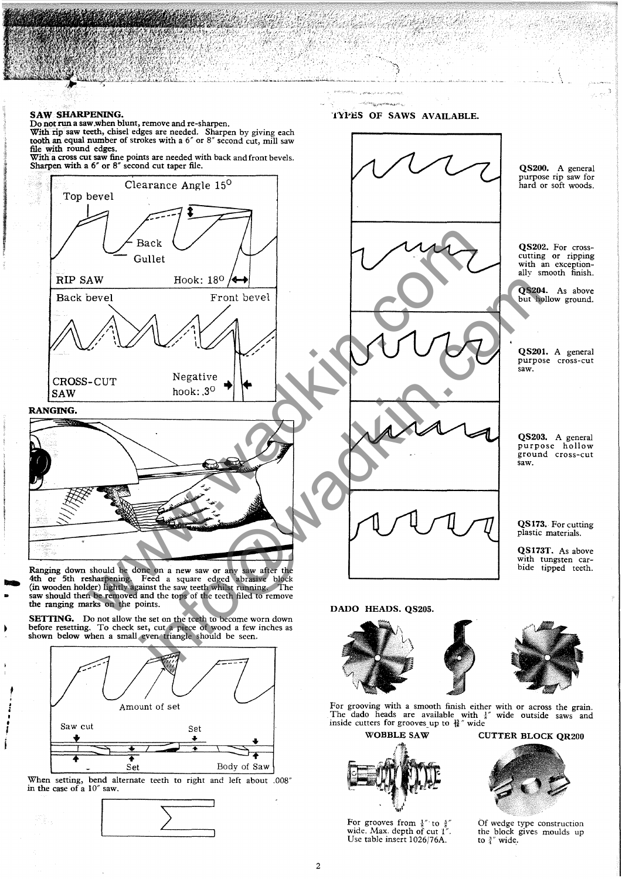## SAW SHARPENING.

Do not run a saw when blunt, remove and re-sharpen.

With rip saw teeth, chisel edges are needed. Sharpen by giving each tooth an equal number of strokes with a 6" or 8" second cut, mill saw file with round edges.

With a cross cut saw fine points are needed with back and front bevels. Sharpen with a 6" or 8" second cut taper file.

Clearance Angle 15°
Top bevel
Back
Gullet
RIP SAW
Hook: 18°

Back bevel
Front bevel
CROSS-CUT SAW
Negative hook: 3°

## RANGING.

Ranging down should be done on a new saw or any saw after the 4th or 5th resharpening. Feed a square edged abrasive block (in wooden holder) lightly against the saw teeth whilst running. The saw should then be removed and the tops of the teeth filed to remove the ranging marks on the points.

**SETTING.** Do not allow the set on the teeth to become worn down before resetting. To check set, cut a piece of wood a few inches as shown below when a small even triangle should be seen.

Amount of set
Saw cut
Set
Set
Body of Saw

When setting, bend alternate teeth to right and left about .008" in the case of a 10" saw.

## TYPES OF SAWS AVAILABLE.

**QS200.** A general purpose rip saw for hard or soft woods.

**QS202.** For cross-cutting or ripping with an exceptionally smooth finish.

**QS204.** As above but hollow ground.

**QS201.** A general purpose cross-cut saw.

**QS203.** A general purpose hollow ground cross-cut saw.

**QS173.** For cutting plastic materials.

**QS173T.** As above with tungsten carbide tipped teeth.

## DADO HEADS. QS205.

For grooving with a smooth finish either with or across the grain. The dado heads are available with ⅛" wide outside saws and inside cutters for grooves up to 13/16" wide

### WOBBLE SAW

For grooves from ⅛" to ⅝" wide. Max. depth of cut 1". Use table insert 1026/76A.

### CUTTER BLOCK QR200

Of wedge type construction the block gives moulds up to ¾" wide.